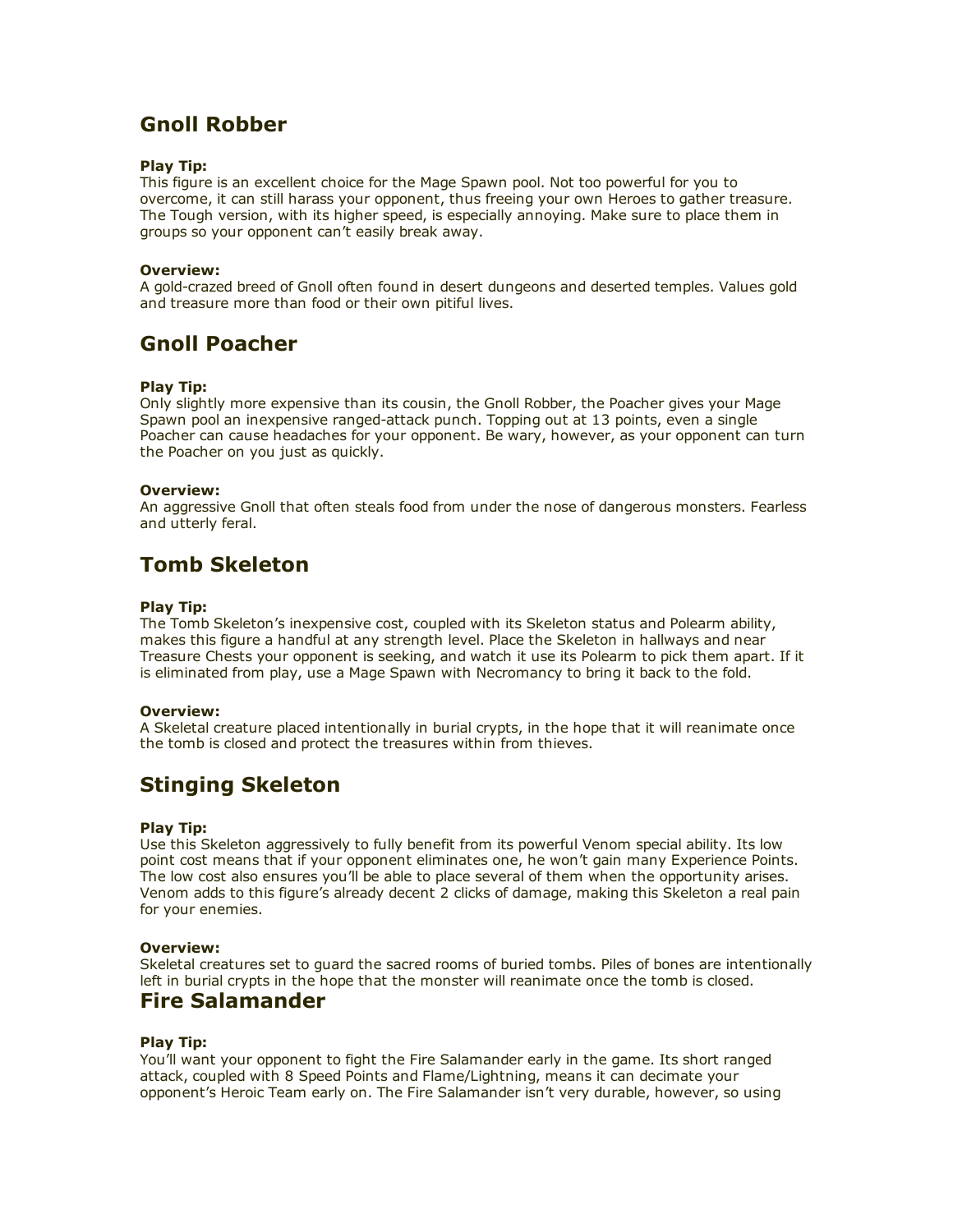## Gnoll Robber

**Play Tip:**
This figure is an excellent choice for the Mage Spawn pool. Not too powerful for you to overcome, it can still harass your opponent, thus freeing your own Heroes to gather treasure. The Tough version, with its higher speed, is especially annoying. Make sure to place them in groups so your opponent can't easily break away.

**Overview:**
A gold-crazed breed of Gnoll often found in desert dungeons and deserted temples. Values gold and treasure more than food or their own pitiful lives.

## Gnoll Poacher

**Play Tip:**
Only slightly more expensive than its cousin, the Gnoll Robber, the Poacher gives your Mage Spawn pool an inexpensive ranged-attack punch. Topping out at 13 points, even a single Poacher can cause headaches for your opponent. Be wary, however, as your opponent can turn the Poacher on you just as quickly.

**Overview:**
An aggressive Gnoll that often steals food from under the nose of dangerous monsters. Fearless and utterly feral.

## Tomb Skeleton

**Play Tip:**
The Tomb Skeleton's inexpensive cost, coupled with its Skeleton status and Polearm ability, makes this figure a handful at any strength level. Place the Skeleton in hallways and near Treasure Chests your opponent is seeking, and watch it use its Polearm to pick them apart. If it is eliminated from play, use a Mage Spawn with Necromancy to bring it back to the fold.

**Overview:**
A Skeletal creature placed intentionally in burial crypts, in the hope that it will reanimate once the tomb is closed and protect the treasures within from thieves.

## Stinging Skeleton

**Play Tip:**
Use this Skeleton aggressively to fully benefit from its powerful Venom special ability. Its low point cost means that if your opponent eliminates one, he won't gain many Experience Points. The low cost also ensures you'll be able to place several of them when the opportunity arises. Venom adds to this figure's already decent 2 clicks of damage, making this Skeleton a real pain for your enemies.

**Overview:**
Skeletal creatures set to guard the sacred rooms of buried tombs. Piles of bones are intentionally left in burial crypts in the hope that the monster will reanimate once the tomb is closed.

## Fire Salamander

**Play Tip:**
You'll want your opponent to fight the Fire Salamander early in the game. Its short ranged attack, coupled with 8 Speed Points and Flame/Lightning, means it can decimate your opponent's Heroic Team early on. The Fire Salamander isn't very durable, however, so using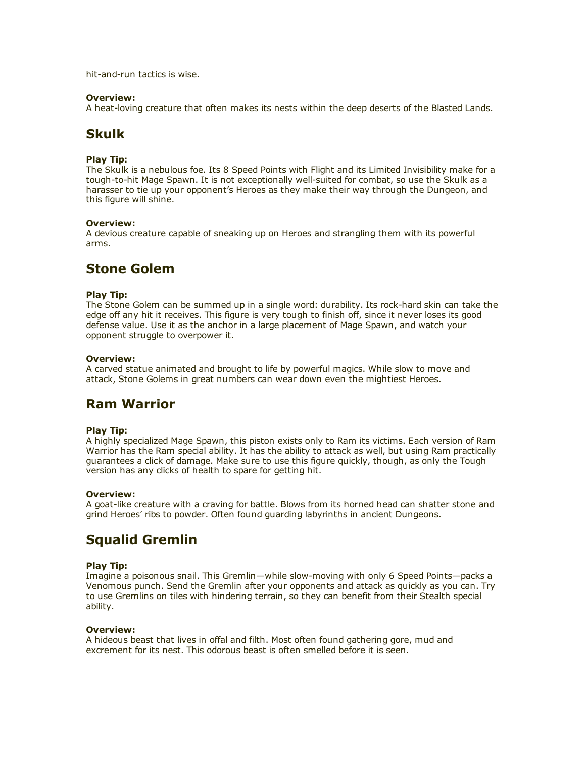hit-and-run tactics is wise.

**Overview:**
A heat-loving creature that often makes its nests within the deep deserts of the Blasted Lands.

## Skulk

**Play Tip:**
The Skulk is a nebulous foe. Its 8 Speed Points with Flight and its Limited Invisibility make for a tough-to-hit Mage Spawn. It is not exceptionally well-suited for combat, so use the Skulk as a harasser to tie up your opponent's Heroes as they make their way through the Dungeon, and this figure will shine.

**Overview:**
A devious creature capable of sneaking up on Heroes and strangling them with its powerful arms.

## Stone Golem

**Play Tip:**
The Stone Golem can be summed up in a single word: durability. Its rock-hard skin can take the edge off any hit it receives. This figure is very tough to finish off, since it never loses its good defense value. Use it as the anchor in a large placement of Mage Spawn, and watch your opponent struggle to overpower it.

**Overview:**
A carved statue animated and brought to life by powerful magics. While slow to move and attack, Stone Golems in great numbers can wear down even the mightiest Heroes.

## Ram Warrior

**Play Tip:**
A highly specialized Mage Spawn, this piston exists only to Ram its victims. Each version of Ram Warrior has the Ram special ability. It has the ability to attack as well, but using Ram practically guarantees a click of damage. Make sure to use this figure quickly, though, as only the Tough version has any clicks of health to spare for getting hit.

**Overview:**
A goat-like creature with a craving for battle. Blows from its horned head can shatter stone and grind Heroes' ribs to powder. Often found guarding labyrinths in ancient Dungeons.

## Squalid Gremlin

**Play Tip:**
Imagine a poisonous snail. This Gremlin—while slow-moving with only 6 Speed Points—packs a Venomous punch. Send the Gremlin after your opponents and attack as quickly as you can. Try to use Gremlins on tiles with hindering terrain, so they can benefit from their Stealth special ability.

**Overview:**
A hideous beast that lives in offal and filth. Most often found gathering gore, mud and excrement for its nest. This odorous beast is often smelled before it is seen.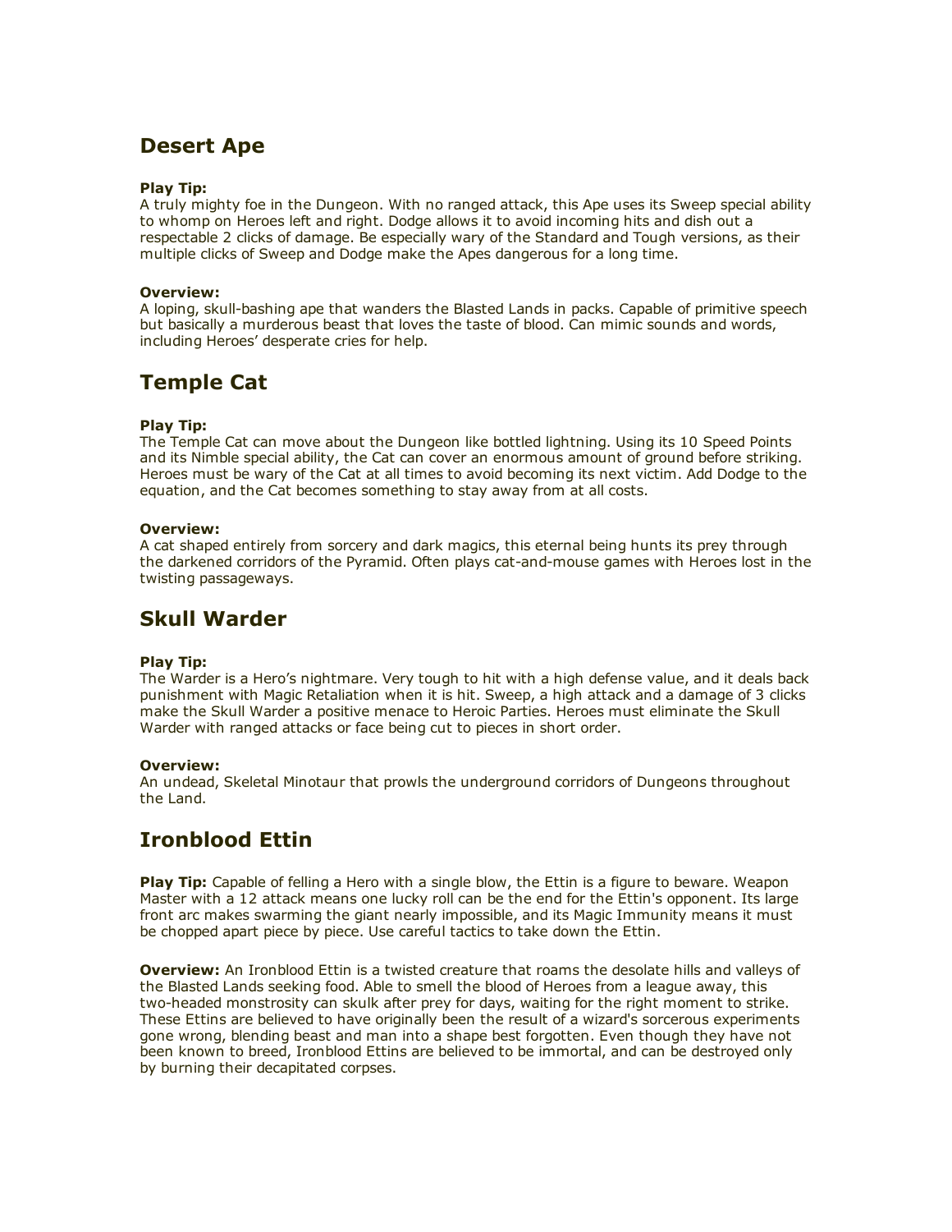## Desert Ape

**Play Tip:**
A truly mighty foe in the Dungeon. With no ranged attack, this Ape uses its Sweep special ability to whomp on Heroes left and right. Dodge allows it to avoid incoming hits and dish out a respectable 2 clicks of damage. Be especially wary of the Standard and Tough versions, as their multiple clicks of Sweep and Dodge make the Apes dangerous for a long time.

**Overview:**
A loping, skull-bashing ape that wanders the Blasted Lands in packs. Capable of primitive speech but basically a murderous beast that loves the taste of blood. Can mimic sounds and words, including Heroes' desperate cries for help.

## Temple Cat

**Play Tip:**
The Temple Cat can move about the Dungeon like bottled lightning. Using its 10 Speed Points and its Nimble special ability, the Cat can cover an enormous amount of ground before striking. Heroes must be wary of the Cat at all times to avoid becoming its next victim. Add Dodge to the equation, and the Cat becomes something to stay away from at all costs.

**Overview:**
A cat shaped entirely from sorcery and dark magics, this eternal being hunts its prey through the darkened corridors of the Pyramid. Often plays cat-and-mouse games with Heroes lost in the twisting passageways.

## Skull Warder

**Play Tip:**
The Warder is a Hero's nightmare. Very tough to hit with a high defense value, and it deals back punishment with Magic Retaliation when it is hit. Sweep, a high attack and a damage of 3 clicks make the Skull Warder a positive menace to Heroic Parties. Heroes must eliminate the Skull Warder with ranged attacks or face being cut to pieces in short order.

**Overview:**
An undead, Skeletal Minotaur that prowls the underground corridors of Dungeons throughout the Land.

## Ironblood Ettin

**Play Tip:** Capable of felling a Hero with a single blow, the Ettin is a figure to beware. Weapon Master with a 12 attack means one lucky roll can be the end for the Ettin's opponent. Its large front arc makes swarming the giant nearly impossible, and its Magic Immunity means it must be chopped apart piece by piece. Use careful tactics to take down the Ettin.

**Overview:** An Ironblood Ettin is a twisted creature that roams the desolate hills and valleys of the Blasted Lands seeking food. Able to smell the blood of Heroes from a league away, this two-headed monstrosity can skulk after prey for days, waiting for the right moment to strike. These Ettins are believed to have originally been the result of a wizard's sorcerous experiments gone wrong, blending beast and man into a shape best forgotten. Even though they have not been known to breed, Ironblood Ettins are believed to be immortal, and can be destroyed only by burning their decapitated corpses.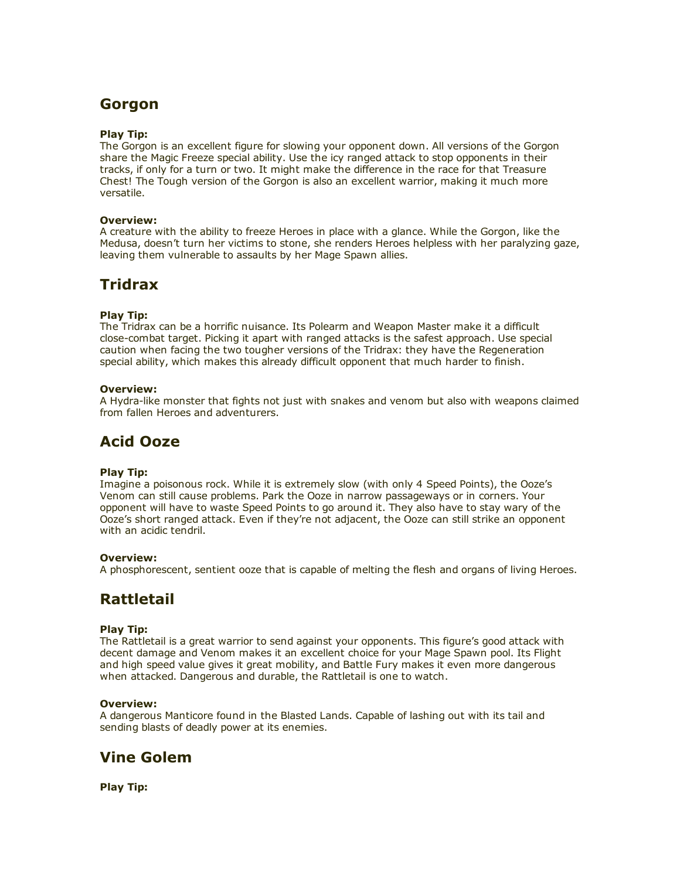## Gorgon

**Play Tip:**
The Gorgon is an excellent figure for slowing your opponent down. All versions of the Gorgon share the Magic Freeze special ability. Use the icy ranged attack to stop opponents in their tracks, if only for a turn or two. It might make the difference in the race for that Treasure Chest! The Tough version of the Gorgon is also an excellent warrior, making it much more versatile.

**Overview:**
A creature with the ability to freeze Heroes in place with a glance. While the Gorgon, like the Medusa, doesn't turn her victims to stone, she renders Heroes helpless with her paralyzing gaze, leaving them vulnerable to assaults by her Mage Spawn allies.

## Tridrax

**Play Tip:**
The Tridrax can be a horrific nuisance. Its Polearm and Weapon Master make it a difficult close-combat target. Picking it apart with ranged attacks is the safest approach. Use special caution when facing the two tougher versions of the Tridrax: they have the Regeneration special ability, which makes this already difficult opponent that much harder to finish.

**Overview:**
A Hydra-like monster that fights not just with snakes and venom but also with weapons claimed from fallen Heroes and adventurers.

## Acid Ooze

**Play Tip:**
Imagine a poisonous rock. While it is extremely slow (with only 4 Speed Points), the Ooze's Venom can still cause problems. Park the Ooze in narrow passageways or in corners. Your opponent will have to waste Speed Points to go around it. They also have to stay wary of the Ooze's short ranged attack. Even if they're not adjacent, the Ooze can still strike an opponent with an acidic tendril.

**Overview:**
A phosphorescent, sentient ooze that is capable of melting the flesh and organs of living Heroes.

## Rattletail

**Play Tip:**
The Rattletail is a great warrior to send against your opponents. This figure's good attack with decent damage and Venom makes it an excellent choice for your Mage Spawn pool. Its Flight and high speed value gives it great mobility, and Battle Fury makes it even more dangerous when attacked. Dangerous and durable, the Rattletail is one to watch.

**Overview:**
A dangerous Manticore found in the Blasted Lands. Capable of lashing out with its tail and sending blasts of deadly power at its enemies.

## Vine Golem

**Play Tip:**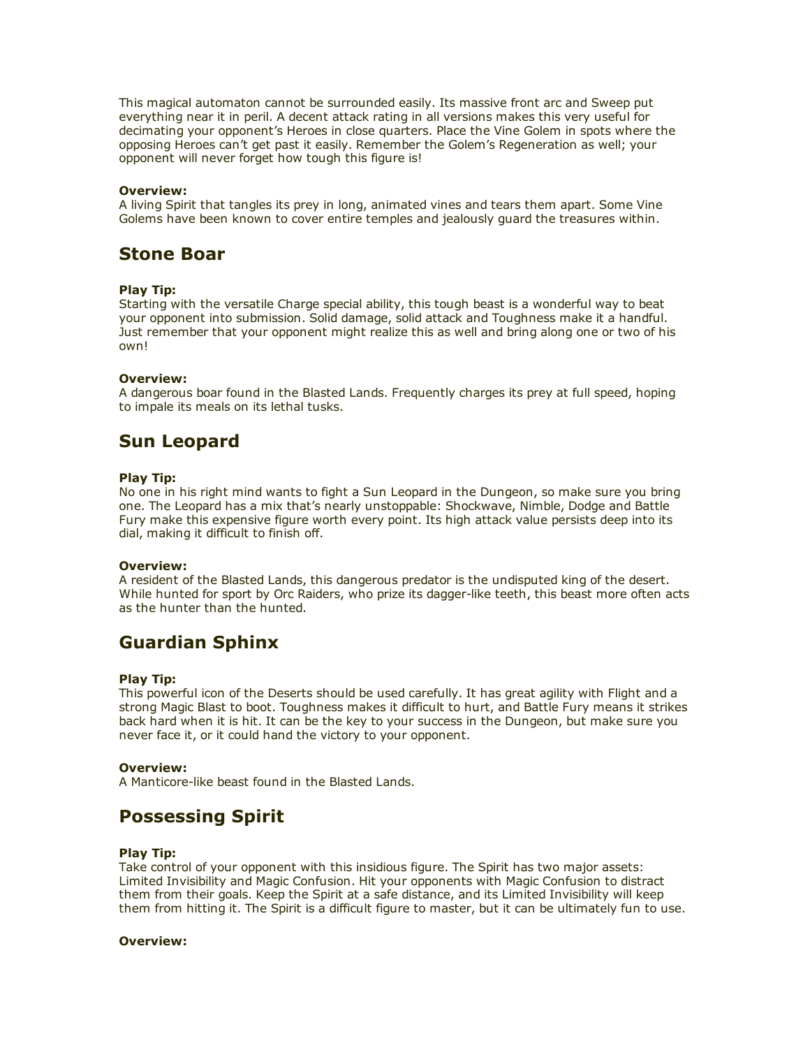This magical automaton cannot be surrounded easily. Its massive front arc and Sweep put everything near it in peril. A decent attack rating in all versions makes this very useful for decimating your opponent's Heroes in close quarters. Place the Vine Golem in spots where the opposing Heroes can't get past it easily. Remember the Golem's Regeneration as well; your opponent will never forget how tough this figure is!

**Overview:**
A living Spirit that tangles its prey in long, animated vines and tears them apart. Some Vine Golems have been known to cover entire temples and jealously guard the treasures within.

## Stone Boar

**Play Tip:**
Starting with the versatile Charge special ability, this tough beast is a wonderful way to beat your opponent into submission. Solid damage, solid attack and Toughness make it a handful. Just remember that your opponent might realize this as well and bring along one or two of his own!

**Overview:**
A dangerous boar found in the Blasted Lands. Frequently charges its prey at full speed, hoping to impale its meals on its lethal tusks.

## Sun Leopard

**Play Tip:**
No one in his right mind wants to fight a Sun Leopard in the Dungeon, so make sure you bring one. The Leopard has a mix that's nearly unstoppable: Shockwave, Nimble, Dodge and Battle Fury make this expensive figure worth every point. Its high attack value persists deep into its dial, making it difficult to finish off.

**Overview:**
A resident of the Blasted Lands, this dangerous predator is the undisputed king of the desert. While hunted for sport by Orc Raiders, who prize its dagger-like teeth, this beast more often acts as the hunter than the hunted.

## Guardian Sphinx

**Play Tip:**
This powerful icon of the Deserts should be used carefully. It has great agility with Flight and a strong Magic Blast to boot. Toughness makes it difficult to hurt, and Battle Fury means it strikes back hard when it is hit. It can be the key to your success in the Dungeon, but make sure you never face it, or it could hand the victory to your opponent.

**Overview:**
A Manticore-like beast found in the Blasted Lands.

## Possessing Spirit

**Play Tip:**
Take control of your opponent with this insidious figure. The Spirit has two major assets: Limited Invisibility and Magic Confusion. Hit your opponents with Magic Confusion to distract them from their goals. Keep the Spirit at a safe distance, and its Limited Invisibility will keep them from hitting it. The Spirit is a difficult figure to master, but it can be ultimately fun to use.

**Overview:**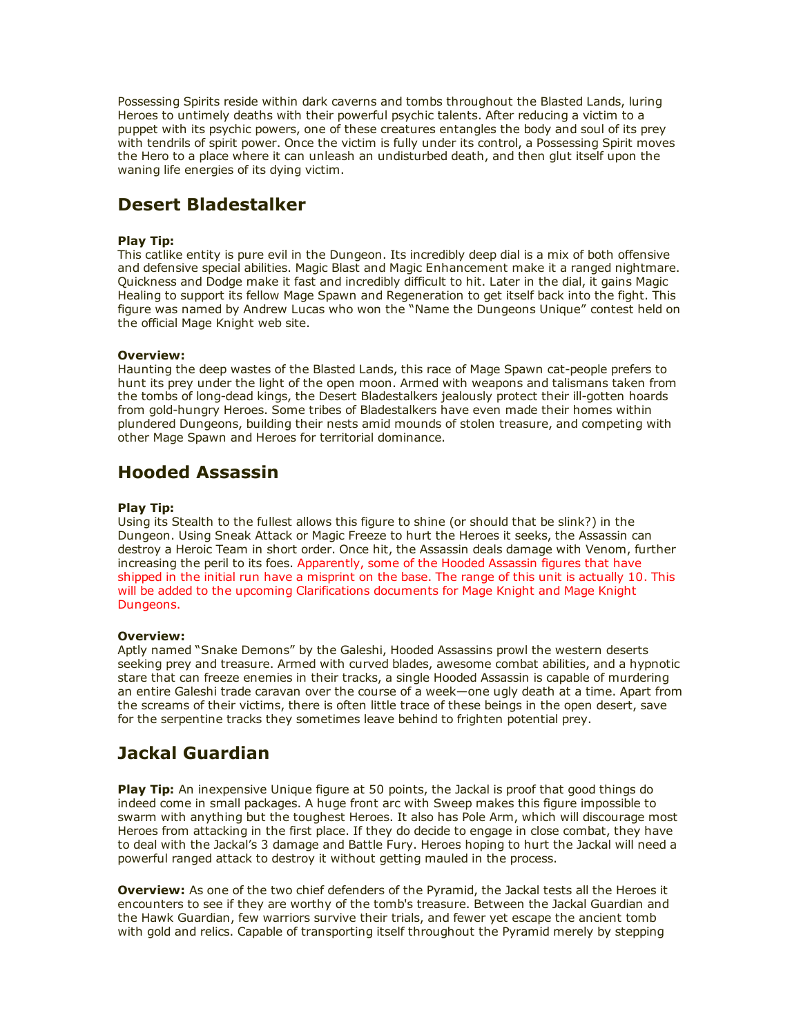Possessing Spirits reside within dark caverns and tombs throughout the Blasted Lands, luring Heroes to untimely deaths with their powerful psychic talents. After reducing a victim to a puppet with its psychic powers, one of these creatures entangles the body and soul of its prey with tendrils of spirit power. Once the victim is fully under its control, a Possessing Spirit moves the Hero to a place where it can unleash an undisturbed death, and then glut itself upon the waning life energies of its dying victim.

## Desert Bladestalker

**Play Tip:**
This catlike entity is pure evil in the Dungeon. Its incredibly deep dial is a mix of both offensive and defensive special abilities. Magic Blast and Magic Enhancement make it a ranged nightmare. Quickness and Dodge make it fast and incredibly difficult to hit. Later in the dial, it gains Magic Healing to support its fellow Mage Spawn and Regeneration to get itself back into the fight. This figure was named by Andrew Lucas who won the "Name the Dungeons Unique" contest held on the official Mage Knight web site.

**Overview:**
Haunting the deep wastes of the Blasted Lands, this race of Mage Spawn cat-people prefers to hunt its prey under the light of the open moon. Armed with weapons and talismans taken from the tombs of long-dead kings, the Desert Bladestalkers jealously protect their ill-gotten hoards from gold-hungry Heroes. Some tribes of Bladestalkers have even made their homes within plundered Dungeons, building their nests amid mounds of stolen treasure, and competing with other Mage Spawn and Heroes for territorial dominance.

## Hooded Assassin

**Play Tip:**
Using its Stealth to the fullest allows this figure to shine (or should that be slink?) in the Dungeon. Using Sneak Attack or Magic Freeze to hurt the Heroes it seeks, the Assassin can destroy a Heroic Team in short order. Once hit, the Assassin deals damage with Venom, further increasing the peril to its foes. Apparently, some of the Hooded Assassin figures that have shipped in the initial run have a misprint on the base. The range of this unit is actually 10. This will be added to the upcoming Clarifications documents for Mage Knight and Mage Knight Dungeons.

**Overview:**
Aptly named "Snake Demons" by the Galeshi, Hooded Assassins prowl the western deserts seeking prey and treasure. Armed with curved blades, awesome combat abilities, and a hypnotic stare that can freeze enemies in their tracks, a single Hooded Assassin is capable of murdering an entire Galeshi trade caravan over the course of a week—one ugly death at a time. Apart from the screams of their victims, there is often little trace of these beings in the open desert, save for the serpentine tracks they sometimes leave behind to frighten potential prey.

## Jackal Guardian

**Play Tip:** An inexpensive Unique figure at 50 points, the Jackal is proof that good things do indeed come in small packages. A huge front arc with Sweep makes this figure impossible to swarm with anything but the toughest Heroes. It also has Pole Arm, which will discourage most Heroes from attacking in the first place. If they do decide to engage in close combat, they have to deal with the Jackal's 3 damage and Battle Fury. Heroes hoping to hurt the Jackal will need a powerful ranged attack to destroy it without getting mauled in the process.

**Overview:** As one of the two chief defenders of the Pyramid, the Jackal tests all the Heroes it encounters to see if they are worthy of the tomb's treasure. Between the Jackal Guardian and the Hawk Guardian, few warriors survive their trials, and fewer yet escape the ancient tomb with gold and relics. Capable of transporting itself throughout the Pyramid merely by stepping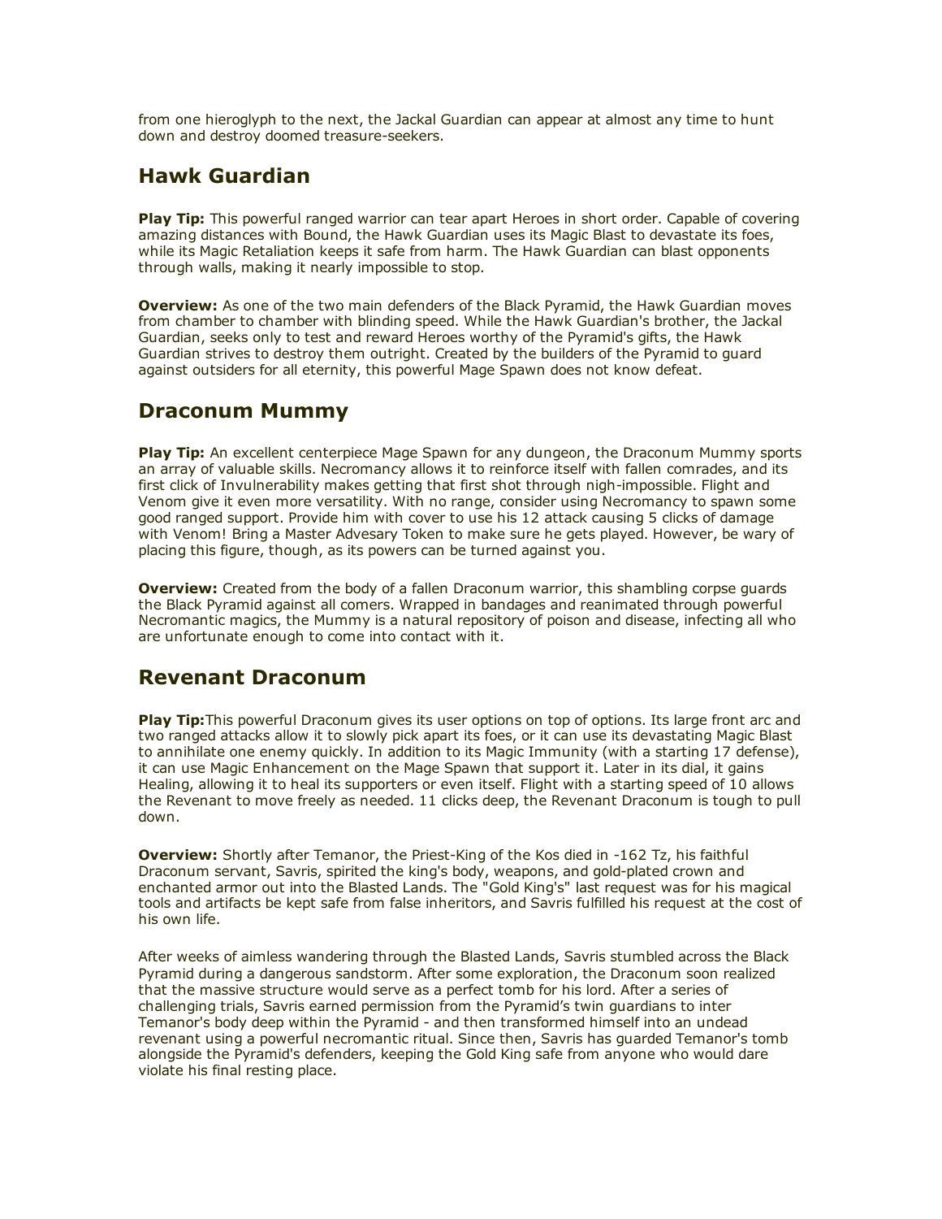from one hieroglyph to the next, the Jackal Guardian can appear at almost any time to hunt down and destroy doomed treasure-seekers.

## Hawk Guardian

**Play Tip:** This powerful ranged warrior can tear apart Heroes in short order. Capable of covering amazing distances with Bound, the Hawk Guardian uses its Magic Blast to devastate its foes, while its Magic Retaliation keeps it safe from harm. The Hawk Guardian can blast opponents through walls, making it nearly impossible to stop.

**Overview:** As one of the two main defenders of the Black Pyramid, the Hawk Guardian moves from chamber to chamber with blinding speed. While the Hawk Guardian's brother, the Jackal Guardian, seeks only to test and reward Heroes worthy of the Pyramid's gifts, the Hawk Guardian strives to destroy them outright. Created by the builders of the Pyramid to guard against outsiders for all eternity, this powerful Mage Spawn does not know defeat.

## Draconum Mummy

**Play Tip:** An excellent centerpiece Mage Spawn for any dungeon, the Draconum Mummy sports an array of valuable skills. Necromancy allows it to reinforce itself with fallen comrades, and its first click of Invulnerability makes getting that first shot through nigh-impossible. Flight and Venom give it even more versatility. With no range, consider using Necromancy to spawn some good ranged support. Provide him with cover to use his 12 attack causing 5 clicks of damage with Venom! Bring a Master Advesary Token to make sure he gets played. However, be wary of placing this figure, though, as its powers can be turned against you.

**Overview:** Created from the body of a fallen Draconum warrior, this shambling corpse guards the Black Pyramid against all comers. Wrapped in bandages and reanimated through powerful Necromantic magics, the Mummy is a natural repository of poison and disease, infecting all who are unfortunate enough to come into contact with it.

## Revenant Draconum

**Play Tip:** This powerful Draconum gives its user options on top of options. Its large front arc and two ranged attacks allow it to slowly pick apart its foes, or it can use its devastating Magic Blast to annihilate one enemy quickly. In addition to its Magic Immunity (with a starting 17 defense), it can use Magic Enhancement on the Mage Spawn that support it. Later in its dial, it gains Healing, allowing it to heal its supporters or even itself. Flight with a starting speed of 10 allows the Revenant to move freely as needed. 11 clicks deep, the Revenant Draconum is tough to pull down.

**Overview:** Shortly after Temanor, the Priest-King of the Kos died in -162 Tz, his faithful Draconum servant, Savris, spirited the king's body, weapons, and gold-plated crown and enchanted armor out into the Blasted Lands. The "Gold King's" last request was for his magical tools and artifacts be kept safe from false inheritors, and Savris fulfilled his request at the cost of his own life.

After weeks of aimless wandering through the Blasted Lands, Savris stumbled across the Black Pyramid during a dangerous sandstorm. After some exploration, the Draconum soon realized that the massive structure would serve as a perfect tomb for his lord. After a series of challenging trials, Savris earned permission from the Pyramid's twin guardians to inter Temanor's body deep within the Pyramid - and then transformed himself into an undead revenant using a powerful necromantic ritual. Since then, Savris has guarded Temanor's tomb alongside the Pyramid's defenders, keeping the Gold King safe from anyone who would dare violate his final resting place.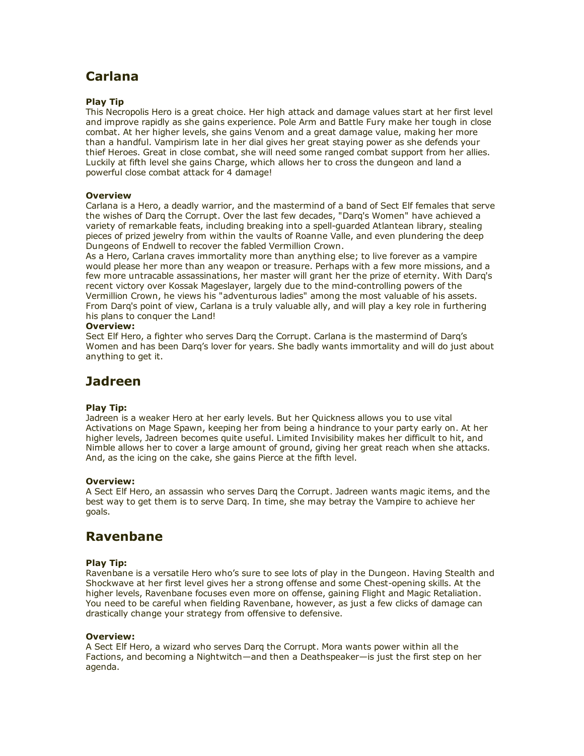## Carlana

**Play Tip**
This Necropolis Hero is a great choice. Her high attack and damage values start at her first level and improve rapidly as she gains experience. Pole Arm and Battle Fury make her tough in close combat. At her higher levels, she gains Venom and a great damage value, making her more than a handful. Vampirism late in her dial gives her great staying power as she defends your thief Heroes. Great in close combat, she will need some ranged combat support from her allies. Luckily at fifth level she gains Charge, which allows her to cross the dungeon and land a powerful close combat attack for 4 damage!

**Overview**
Carlana is a Hero, a deadly warrior, and the mastermind of a band of Sect Elf females that serve the wishes of Darq the Corrupt. Over the last few decades, "Darq's Women" have achieved a variety of remarkable feats, including breaking into a spell-guarded Atlantean library, stealing pieces of prized jewelry from within the vaults of Roanne Valle, and even plundering the deep Dungeons of Endwell to recover the fabled Vermillion Crown.
As a Hero, Carlana craves immortality more than anything else; to live forever as a vampire would please her more than any weapon or treasure. Perhaps with a few more missions, and a few more untracable assassinations, her master will grant her the prize of eternity. With Darq's recent victory over Kossak Mageslayer, largely due to the mind-controlling powers of the Vermillion Crown, he views his "adventurous ladies" among the most valuable of his assets. From Darq's point of view, Carlana is a truly valuable ally, and will play a key role in furthering his plans to conquer the Land!
**Overview:**
Sect Elf Hero, a fighter who serves Darq the Corrupt. Carlana is the mastermind of Darq's Women and has been Darq's lover for years. She badly wants immortality and will do just about anything to get it.

## Jadreen

**Play Tip:**
Jadreen is a weaker Hero at her early levels. But her Quickness allows you to use vital Activations on Mage Spawn, keeping her from being a hindrance to your party early on. At her higher levels, Jadreen becomes quite useful. Limited Invisibility makes her difficult to hit, and Nimble allows her to cover a large amount of ground, giving her great reach when she attacks. And, as the icing on the cake, she gains Pierce at the fifth level.

**Overview:**
A Sect Elf Hero, an assassin who serves Darq the Corrupt. Jadreen wants magic items, and the best way to get them is to serve Darq. In time, she may betray the Vampire to achieve her goals.

## Ravenbane

**Play Tip:**
Ravenbane is a versatile Hero who's sure to see lots of play in the Dungeon. Having Stealth and Shockwave at her first level gives her a strong offense and some Chest-opening skills. At the higher levels, Ravenbane focuses even more on offense, gaining Flight and Magic Retaliation. You need to be careful when fielding Ravenbane, however, as just a few clicks of damage can drastically change your strategy from offensive to defensive.

**Overview:**
A Sect Elf Hero, a wizard who serves Darq the Corrupt. Mora wants power within all the Factions, and becoming a Nightwitch—and then a Deathspeaker—is just the first step on her agenda.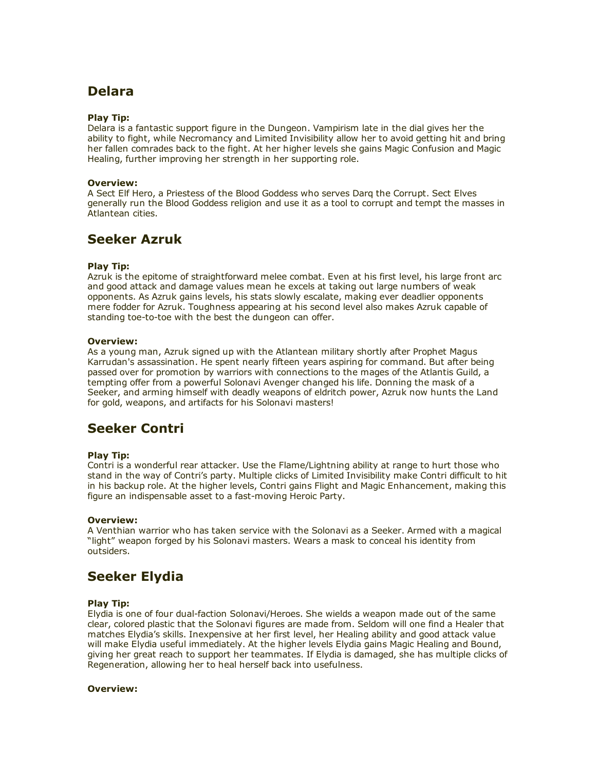## Delara

**Play Tip:**
Delara is a fantastic support figure in the Dungeon. Vampirism late in the dial gives her the ability to fight, while Necromancy and Limited Invisibility allow her to avoid getting hit and bring her fallen comrades back to the fight. At her higher levels she gains Magic Confusion and Magic Healing, further improving her strength in her supporting role.

**Overview:**
A Sect Elf Hero, a Priestess of the Blood Goddess who serves Darq the Corrupt. Sect Elves generally run the Blood Goddess religion and use it as a tool to corrupt and tempt the masses in Atlantean cities.

## Seeker Azruk

**Play Tip:**
Azruk is the epitome of straightforward melee combat. Even at his first level, his large front arc and good attack and damage values mean he excels at taking out large numbers of weak opponents. As Azruk gains levels, his stats slowly escalate, making ever deadlier opponents mere fodder for Azruk. Toughness appearing at his second level also makes Azruk capable of standing toe-to-toe with the best the dungeon can offer.

**Overview:**
As a young man, Azruk signed up with the Atlantean military shortly after Prophet Magus Karrudan's assassination. He spent nearly fifteen years aspiring for command. But after being passed over for promotion by warriors with connections to the mages of the Atlantis Guild, a tempting offer from a powerful Solonavi Avenger changed his life. Donning the mask of a Seeker, and arming himself with deadly weapons of eldritch power, Azruk now hunts the Land for gold, weapons, and artifacts for his Solonavi masters!

## Seeker Contri

**Play Tip:**
Contri is a wonderful rear attacker. Use the Flame/Lightning ability at range to hurt those who stand in the way of Contri's party. Multiple clicks of Limited Invisibility make Contri difficult to hit in his backup role. At the higher levels, Contri gains Flight and Magic Enhancement, making this figure an indispensable asset to a fast-moving Heroic Party.

**Overview:**
A Venthian warrior who has taken service with the Solonavi as a Seeker. Armed with a magical "light" weapon forged by his Solonavi masters. Wears a mask to conceal his identity from outsiders.

## Seeker Elydia

**Play Tip:**
Elydia is one of four dual-faction Solonavi/Heroes. She wields a weapon made out of the same clear, colored plastic that the Solonavi figures are made from. Seldom will one find a Healer that matches Elydia's skills. Inexpensive at her first level, her Healing ability and good attack value will make Elydia useful immediately. At the higher levels Elydia gains Magic Healing and Bound, giving her great reach to support her teammates. If Elydia is damaged, she has multiple clicks of Regeneration, allowing her to heal herself back into usefulness.

**Overview:**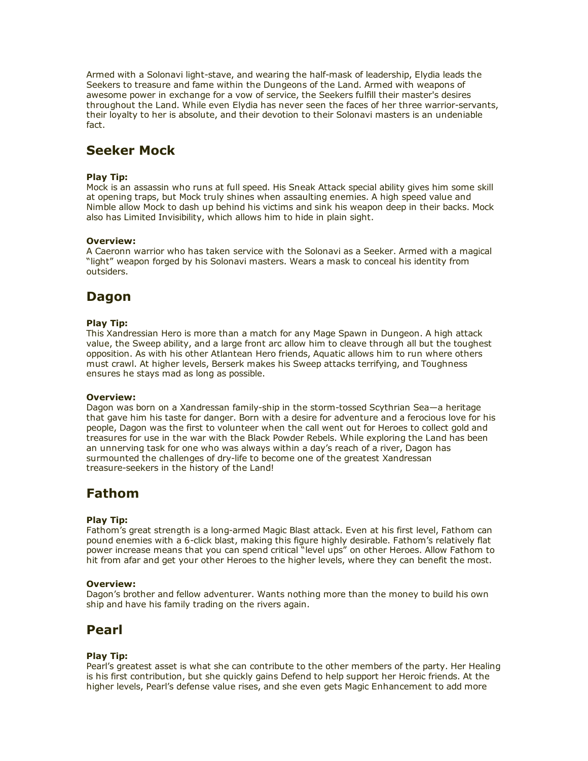Armed with a Solonavi light-stave, and wearing the half-mask of leadership, Elydia leads the Seekers to treasure and fame within the Dungeons of the Land. Armed with weapons of awesome power in exchange for a vow of service, the Seekers fulfill their master's desires throughout the Land. While even Elydia has never seen the faces of her three warrior-servants, their loyalty to her is absolute, and their devotion to their Solonavi masters is an undeniable fact.

## Seeker Mock

**Play Tip:**
Mock is an assassin who runs at full speed. His Sneak Attack special ability gives him some skill at opening traps, but Mock truly shines when assaulting enemies. A high speed value and Nimble allow Mock to dash up behind his victims and sink his weapon deep in their backs. Mock also has Limited Invisibility, which allows him to hide in plain sight.

**Overview:**
A Caeronn warrior who has taken service with the Solonavi as a Seeker. Armed with a magical "light" weapon forged by his Solonavi masters. Wears a mask to conceal his identity from outsiders.

## Dagon

**Play Tip:**
This Xandressian Hero is more than a match for any Mage Spawn in Dungeon. A high attack value, the Sweep ability, and a large front arc allow him to cleave through all but the toughest opposition. As with his other Atlantean Hero friends, Aquatic allows him to run where others must crawl. At higher levels, Berserk makes his Sweep attacks terrifying, and Toughness ensures he stays mad as long as possible.

**Overview:**
Dagon was born on a Xandressan family-ship in the storm-tossed Scythrian Sea—a heritage that gave him his taste for danger. Born with a desire for adventure and a ferocious love for his people, Dagon was the first to volunteer when the call went out for Heroes to collect gold and treasures for use in the war with the Black Powder Rebels. While exploring the Land has been an unnerving task for one who was always within a day's reach of a river, Dagon has surmounted the challenges of dry-life to become one of the greatest Xandressan treasure-seekers in the history of the Land!

## Fathom

**Play Tip:**
Fathom's great strength is a long-armed Magic Blast attack. Even at his first level, Fathom can pound enemies with a 6-click blast, making this figure highly desirable. Fathom's relatively flat power increase means that you can spend critical "level ups" on other Heroes. Allow Fathom to hit from afar and get your other Heroes to the higher levels, where they can benefit the most.

**Overview:**
Dagon's brother and fellow adventurer. Wants nothing more than the money to build his own ship and have his family trading on the rivers again.

## Pearl

**Play Tip:**
Pearl's greatest asset is what she can contribute to the other members of the party. Her Healing is his first contribution, but she quickly gains Defend to help support her Heroic friends. At the higher levels, Pearl's defense value rises, and she even gets Magic Enhancement to add more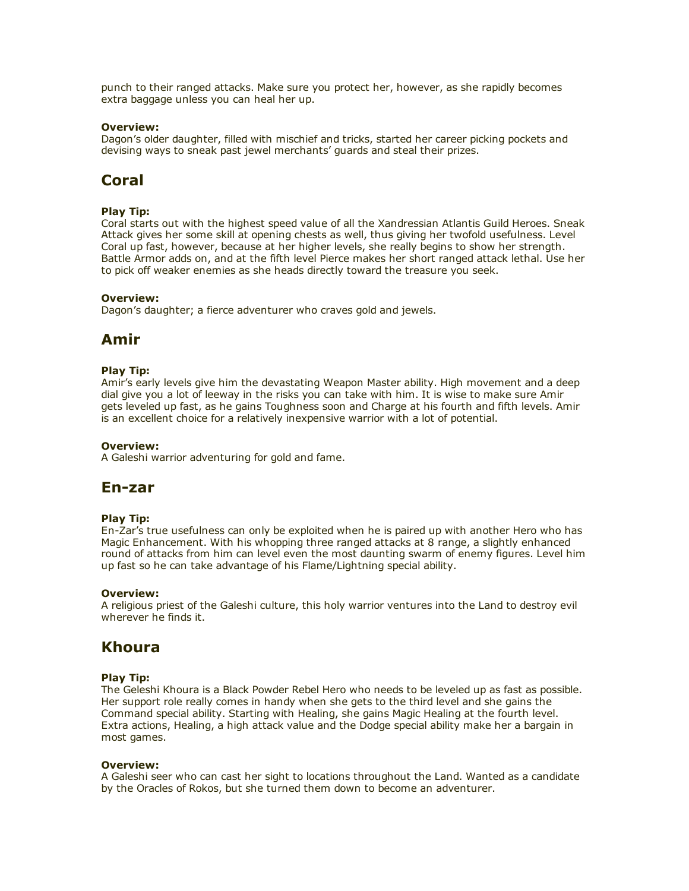punch to their ranged attacks. Make sure you protect her, however, as she rapidly becomes extra baggage unless you can heal her up.

**Overview:**
Dagon's older daughter, filled with mischief and tricks, started her career picking pockets and devising ways to sneak past jewel merchants' guards and steal their prizes.

## Coral

**Play Tip:**
Coral starts out with the highest speed value of all the Xandressian Atlantis Guild Heroes. Sneak Attack gives her some skill at opening chests as well, thus giving her twofold usefulness. Level Coral up fast, however, because at her higher levels, she really begins to show her strength. Battle Armor adds on, and at the fifth level Pierce makes her short ranged attack lethal. Use her to pick off weaker enemies as she heads directly toward the treasure you seek.

**Overview:**
Dagon's daughter; a fierce adventurer who craves gold and jewels.

## Amir

**Play Tip:**
Amir's early levels give him the devastating Weapon Master ability. High movement and a deep dial give you a lot of leeway in the risks you can take with him. It is wise to make sure Amir gets leveled up fast, as he gains Toughness soon and Charge at his fourth and fifth levels. Amir is an excellent choice for a relatively inexpensive warrior with a lot of potential.

**Overview:**
A Galeshi warrior adventuring for gold and fame.

## En-zar

**Play Tip:**
En-Zar's true usefulness can only be exploited when he is paired up with another Hero who has Magic Enhancement. With his whopping three ranged attacks at 8 range, a slightly enhanced round of attacks from him can level even the most daunting swarm of enemy figures. Level him up fast so he can take advantage of his Flame/Lightning special ability.

**Overview:**
A religious priest of the Galeshi culture, this holy warrior ventures into the Land to destroy evil wherever he finds it.

## Khoura

**Play Tip:**
The Geleshi Khoura is a Black Powder Rebel Hero who needs to be leveled up as fast as possible. Her support role really comes in handy when she gets to the third level and she gains the Command special ability. Starting with Healing, she gains Magic Healing at the fourth level. Extra actions, Healing, a high attack value and the Dodge special ability make her a bargain in most games.

**Overview:**
A Galeshi seer who can cast her sight to locations throughout the Land. Wanted as a candidate by the Oracles of Rokos, but she turned them down to become an adventurer.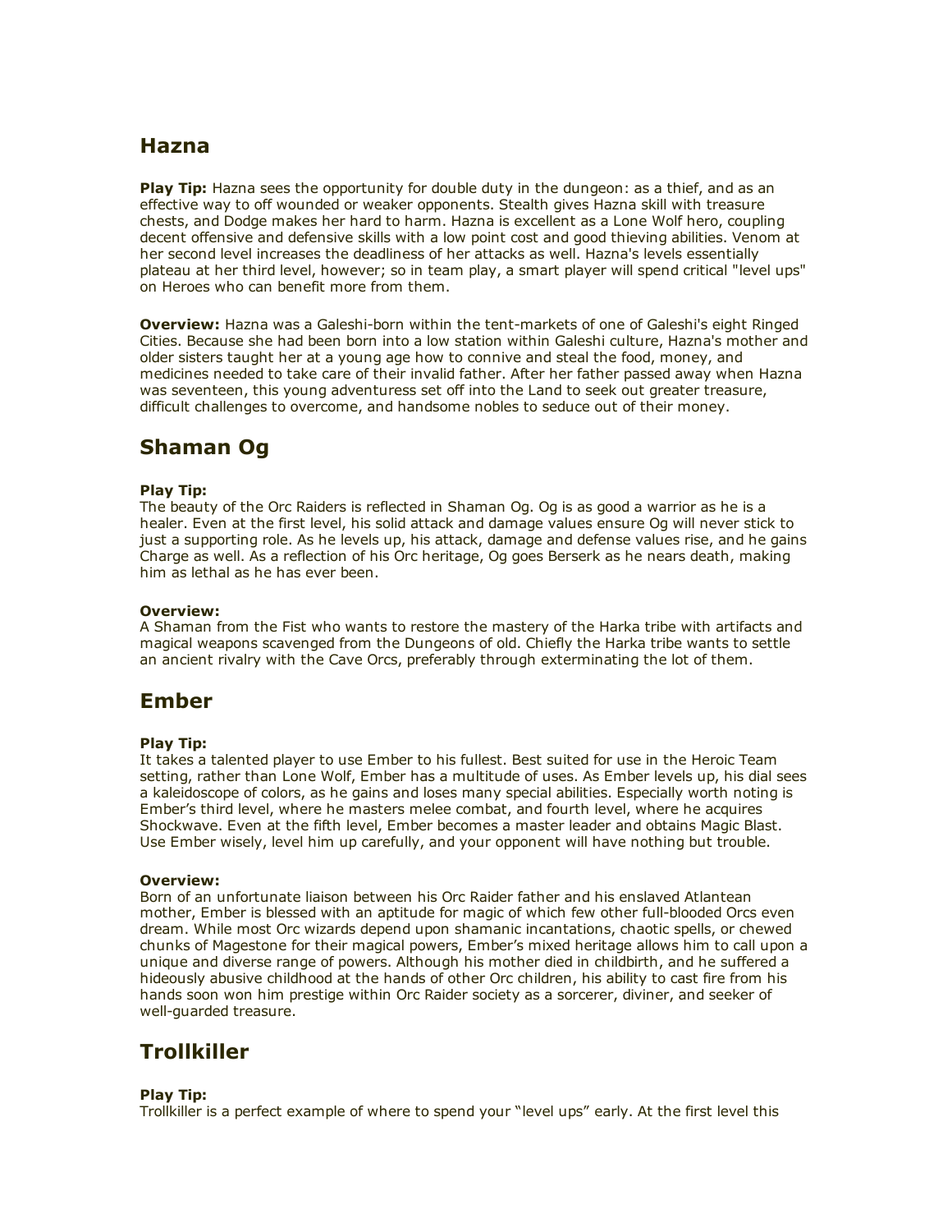## Hazna

**Play Tip:** Hazna sees the opportunity for double duty in the dungeon: as a thief, and as an effective way to off wounded or weaker opponents. Stealth gives Hazna skill with treasure chests, and Dodge makes her hard to harm. Hazna is excellent as a Lone Wolf hero, coupling decent offensive and defensive skills with a low point cost and good thieving abilities. Venom at her second level increases the deadliness of her attacks as well. Hazna's levels essentially plateau at her third level, however; so in team play, a smart player will spend critical "level ups" on Heroes who can benefit more from them.

**Overview:** Hazna was a Galeshi-born within the tent-markets of one of Galeshi's eight Ringed Cities. Because she had been born into a low station within Galeshi culture, Hazna's mother and older sisters taught her at a young age how to connive and steal the food, money, and medicines needed to take care of their invalid father. After her father passed away when Hazna was seventeen, this young adventuress set off into the Land to seek out greater treasure, difficult challenges to overcome, and handsome nobles to seduce out of their money.

## Shaman Og

**Play Tip:**
The beauty of the Orc Raiders is reflected in Shaman Og. Og is as good a warrior as he is a healer. Even at the first level, his solid attack and damage values ensure Og will never stick to just a supporting role. As he levels up, his attack, damage and defense values rise, and he gains Charge as well. As a reflection of his Orc heritage, Og goes Berserk as he nears death, making him as lethal as he has ever been.

**Overview:**
A Shaman from the Fist who wants to restore the mastery of the Harka tribe with artifacts and magical weapons scavenged from the Dungeons of old. Chiefly the Harka tribe wants to settle an ancient rivalry with the Cave Orcs, preferably through exterminating the lot of them.

## Ember

**Play Tip:**
It takes a talented player to use Ember to his fullest. Best suited for use in the Heroic Team setting, rather than Lone Wolf, Ember has a multitude of uses. As Ember levels up, his dial sees a kaleidoscope of colors, as he gains and loses many special abilities. Especially worth noting is Ember's third level, where he masters melee combat, and fourth level, where he acquires Shockwave. Even at the fifth level, Ember becomes a master leader and obtains Magic Blast. Use Ember wisely, level him up carefully, and your opponent will have nothing but trouble.

**Overview:**
Born of an unfortunate liaison between his Orc Raider father and his enslaved Atlantean mother, Ember is blessed with an aptitude for magic of which few other full-blooded Orcs even dream. While most Orc wizards depend upon shamanic incantations, chaotic spells, or chewed chunks of Magestone for their magical powers, Ember's mixed heritage allows him to call upon a unique and diverse range of powers. Although his mother died in childbirth, and he suffered a hideously abusive childhood at the hands of other Orc children, his ability to cast fire from his hands soon won him prestige within Orc Raider society as a sorcerer, diviner, and seeker of well-guarded treasure.

## Trollkiller

**Play Tip:**
Trollkiller is a perfect example of where to spend your "level ups" early. At the first level this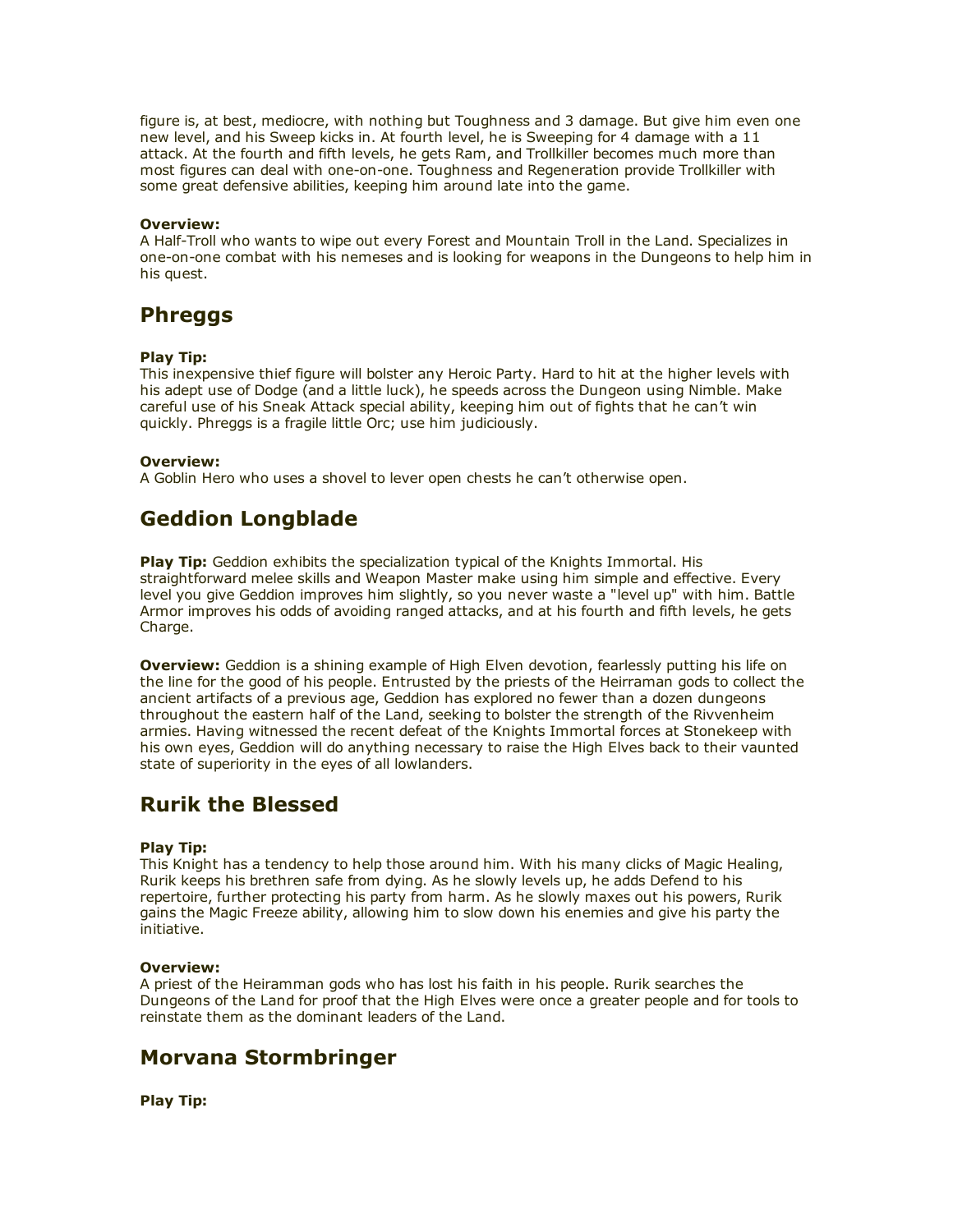figure is, at best, mediocre, with nothing but Toughness and 3 damage. But give him even one new level, and his Sweep kicks in. At fourth level, he is Sweeping for 4 damage with a 11 attack. At the fourth and fifth levels, he gets Ram, and Trollkiller becomes much more than most figures can deal with one-on-one. Toughness and Regeneration provide Trollkiller with some great defensive abilities, keeping him around late into the game.

**Overview:**
A Half-Troll who wants to wipe out every Forest and Mountain Troll in the Land. Specializes in one-on-one combat with his nemeses and is looking for weapons in the Dungeons to help him in his quest.

## Phreggs

**Play Tip:**
This inexpensive thief figure will bolster any Heroic Party. Hard to hit at the higher levels with his adept use of Dodge (and a little luck), he speeds across the Dungeon using Nimble. Make careful use of his Sneak Attack special ability, keeping him out of fights that he can't win quickly. Phreggs is a fragile little Orc; use him judiciously.

**Overview:**
A Goblin Hero who uses a shovel to lever open chests he can't otherwise open.

## Geddion Longblade

**Play Tip:** Geddion exhibits the specialization typical of the Knights Immortal. His straightforward melee skills and Weapon Master make using him simple and effective. Every level you give Geddion improves him slightly, so you never waste a "level up" with him. Battle Armor improves his odds of avoiding ranged attacks, and at his fourth and fifth levels, he gets Charge.

**Overview:** Geddion is a shining example of High Elven devotion, fearlessly putting his life on the line for the good of his people. Entrusted by the priests of the Heirraman gods to collect the ancient artifacts of a previous age, Geddion has explored no fewer than a dozen dungeons throughout the eastern half of the Land, seeking to bolster the strength of the Rivvenheim armies. Having witnessed the recent defeat of the Knights Immortal forces at Stonekeep with his own eyes, Geddion will do anything necessary to raise the High Elves back to their vaunted state of superiority in the eyes of all lowlanders.

## Rurik the Blessed

**Play Tip:**
This Knight has a tendency to help those around him. With his many clicks of Magic Healing, Rurik keeps his brethren safe from dying. As he slowly levels up, he adds Defend to his repertoire, further protecting his party from harm. As he slowly maxes out his powers, Rurik gains the Magic Freeze ability, allowing him to slow down his enemies and give his party the initiative.

**Overview:**
A priest of the Heiramman gods who has lost his faith in his people. Rurik searches the Dungeons of the Land for proof that the High Elves were once a greater people and for tools to reinstate them as the dominant leaders of the Land.

## Morvana Stormbringer

**Play Tip:**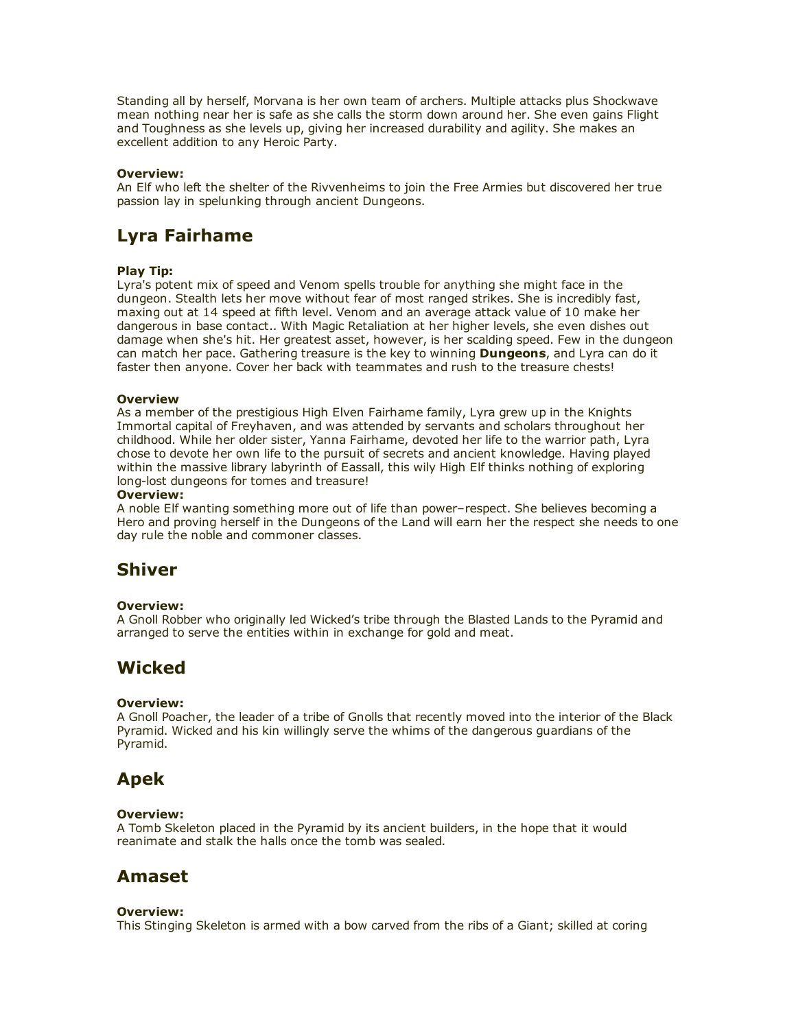Standing all by herself, Morvana is her own team of archers. Multiple attacks plus Shockwave mean nothing near her is safe as she calls the storm down around her. She even gains Flight and Toughness as she levels up, giving her increased durability and agility. She makes an excellent addition to any Heroic Party.

**Overview:**
An Elf who left the shelter of the Rivvenheims to join the Free Armies but discovered her true passion lay in spelunking through ancient Dungeons.

## Lyra Fairhame

**Play Tip:**
Lyra's potent mix of speed and Venom spells trouble for anything she might face in the dungeon. Stealth lets her move without fear of most ranged strikes. She is incredibly fast, maxing out at 14 speed at fifth level. Venom and an average attack value of 10 make her dangerous in base contact.. With Magic Retaliation at her higher levels, she even dishes out damage when she's hit. Her greatest asset, however, is her scalding speed. Few in the dungeon can match her pace. Gathering treasure is the key to winning **Dungeons**, and Lyra can do it faster then anyone. Cover her back with teammates and rush to the treasure chests!

**Overview**
As a member of the prestigious High Elven Fairhame family, Lyra grew up in the Knights Immortal capital of Freyhaven, and was attended by servants and scholars throughout her childhood. While her older sister, Yanna Fairhame, devoted her life to the warrior path, Lyra chose to devote her own life to the pursuit of secrets and ancient knowledge. Having played within the massive library labyrinth of Eassall, this wily High Elf thinks nothing of exploring long-lost dungeons for tomes and treasure!
**Overview:**
A noble Elf wanting something more out of life than power–respect. She believes becoming a Hero and proving herself in the Dungeons of the Land will earn her the respect she needs to one day rule the noble and commoner classes.

## Shiver

**Overview:**
A Gnoll Robber who originally led Wicked's tribe through the Blasted Lands to the Pyramid and arranged to serve the entities within in exchange for gold and meat.

## Wicked

**Overview:**
A Gnoll Poacher, the leader of a tribe of Gnolls that recently moved into the interior of the Black Pyramid. Wicked and his kin willingly serve the whims of the dangerous guardians of the Pyramid.

## Apek

**Overview:**
A Tomb Skeleton placed in the Pyramid by its ancient builders, in the hope that it would reanimate and stalk the halls once the tomb was sealed.

## Amaset

**Overview:**
This Stinging Skeleton is armed with a bow carved from the ribs of a Giant; skilled at coring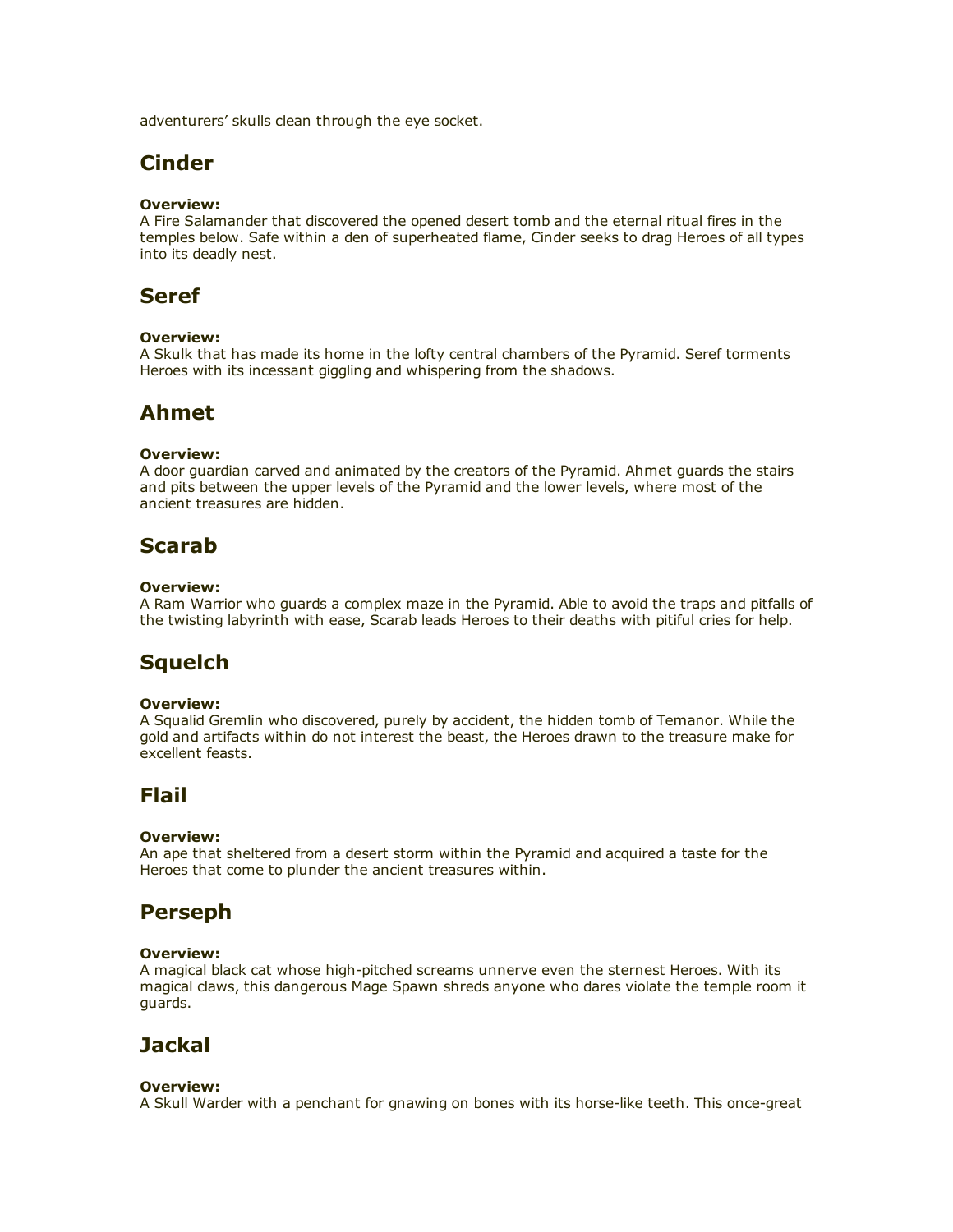adventurers' skulls clean through the eye socket.

## Cinder

**Overview:**
A Fire Salamander that discovered the opened desert tomb and the eternal ritual fires in the temples below. Safe within a den of superheated flame, Cinder seeks to drag Heroes of all types into its deadly nest.

## Seref

**Overview:**
A Skulk that has made its home in the lofty central chambers of the Pyramid. Seref torments Heroes with its incessant giggling and whispering from the shadows.

## Ahmet

**Overview:**
A door guardian carved and animated by the creators of the Pyramid. Ahmet guards the stairs and pits between the upper levels of the Pyramid and the lower levels, where most of the ancient treasures are hidden.

## Scarab

**Overview:**
A Ram Warrior who guards a complex maze in the Pyramid. Able to avoid the traps and pitfalls of the twisting labyrinth with ease, Scarab leads Heroes to their deaths with pitiful cries for help.

## Squelch

**Overview:**
A Squalid Gremlin who discovered, purely by accident, the hidden tomb of Temanor. While the gold and artifacts within do not interest the beast, the Heroes drawn to the treasure make for excellent feasts.

## Flail

**Overview:**
An ape that sheltered from a desert storm within the Pyramid and acquired a taste for the Heroes that come to plunder the ancient treasures within.

## Perseph

**Overview:**
A magical black cat whose high-pitched screams unnerve even the sternest Heroes. With its magical claws, this dangerous Mage Spawn shreds anyone who dares violate the temple room it guards.

## Jackal

**Overview:**
A Skull Warder with a penchant for gnawing on bones with its horse-like teeth. This once-great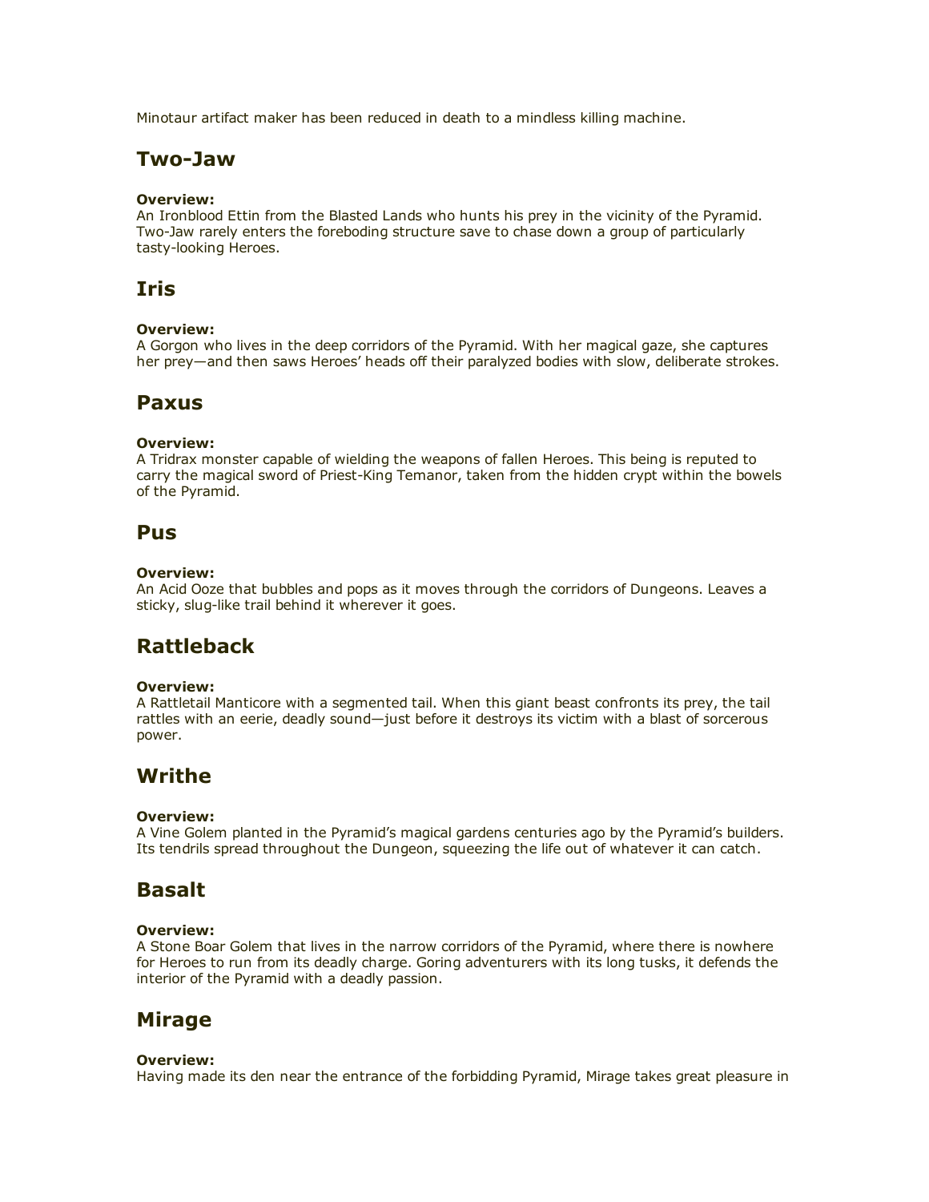Minotaur artifact maker has been reduced in death to a mindless killing machine.

## Two-Jaw

**Overview:**
An Ironblood Ettin from the Blasted Lands who hunts his prey in the vicinity of the Pyramid. Two-Jaw rarely enters the foreboding structure save to chase down a group of particularly tasty-looking Heroes.

## Iris

**Overview:**
A Gorgon who lives in the deep corridors of the Pyramid. With her magical gaze, she captures her prey—and then saws Heroes' heads off their paralyzed bodies with slow, deliberate strokes.

## Paxus

**Overview:**
A Tridrax monster capable of wielding the weapons of fallen Heroes. This being is reputed to carry the magical sword of Priest-King Temanor, taken from the hidden crypt within the bowels of the Pyramid.

## Pus

**Overview:**
An Acid Ooze that bubbles and pops as it moves through the corridors of Dungeons. Leaves a sticky, slug-like trail behind it wherever it goes.

## Rattleback

**Overview:**
A Rattletail Manticore with a segmented tail. When this giant beast confronts its prey, the tail rattles with an eerie, deadly sound—just before it destroys its victim with a blast of sorcerous power.

## Writhe

**Overview:**
A Vine Golem planted in the Pyramid's magical gardens centuries ago by the Pyramid's builders. Its tendrils spread throughout the Dungeon, squeezing the life out of whatever it can catch.

## Basalt

**Overview:**
A Stone Boar Golem that lives in the narrow corridors of the Pyramid, where there is nowhere for Heroes to run from its deadly charge. Goring adventurers with its long tusks, it defends the interior of the Pyramid with a deadly passion.

## Mirage

**Overview:**
Having made its den near the entrance of the forbidding Pyramid, Mirage takes great pleasure in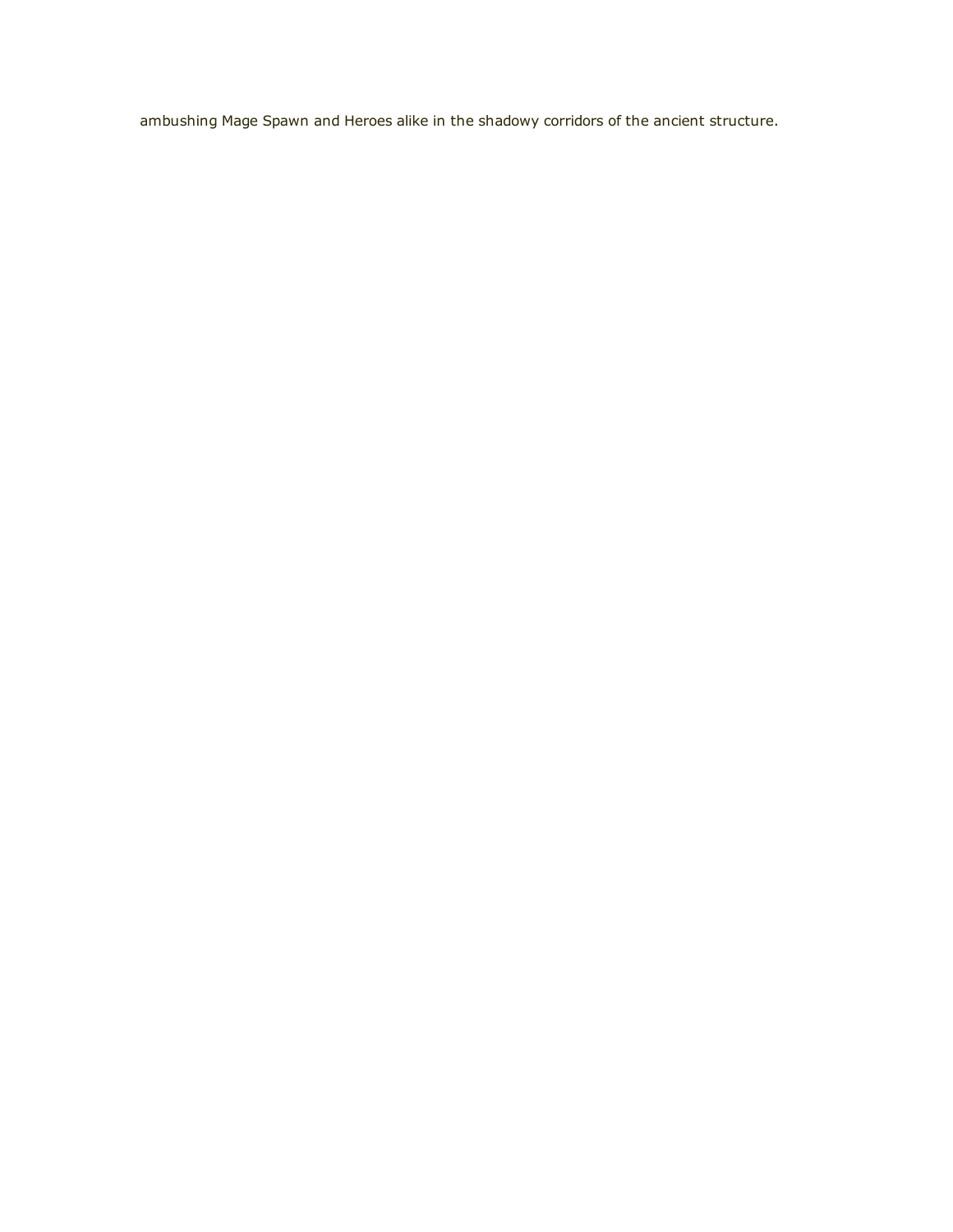ambushing Mage Spawn and Heroes alike in the shadowy corridors of the ancient structure.